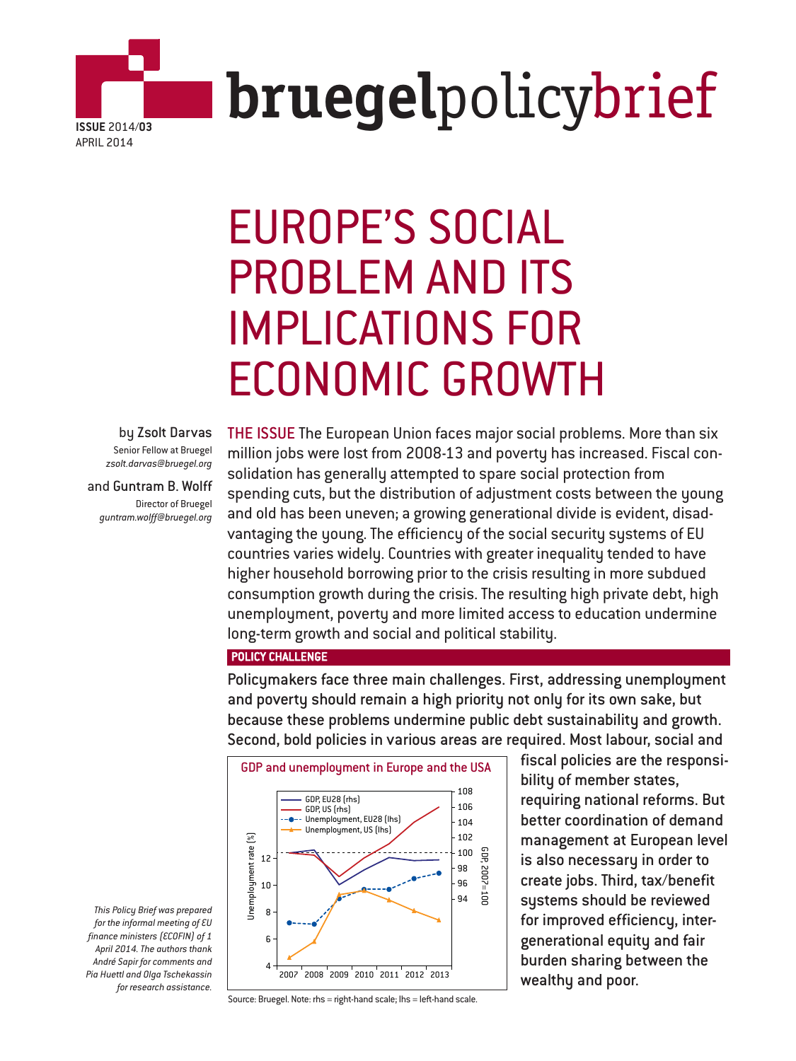# bruegelpolicybrief

ISSUE 2014/03
APRIL 2014

# EUROPE'S SOCIAL PROBLEM AND ITS IMPLICATIONS FOR ECONOMIC GROWTH

by **Zsolt Darvas**
Senior Fellow at Bruegel
*zsolt.darvas@bruegel.org*

and **Guntram B. Wolff**
Director of Bruegel
*guntram.wolff@bruegel.org*

**THE ISSUE** The European Union faces major social problems. More than six million jobs were lost from 2008-13 and poverty has increased. Fiscal consolidation has generally attempted to spare social protection from spending cuts, but the distribution of adjustment costs between the young and old has been uneven; a growing generational divide is evident, disadvantaging the young. The efficiency of the social security systems of EU countries varies widely. Countries with greater inequality tended to have higher household borrowing prior to the crisis resulting in more subdued consumption growth during the crisis. The resulting high private debt, high unemployment, poverty and more limited access to education undermine long-term growth and social and political stability.

**POLICY CHALLENGE**

Policymakers face three main challenges. First, addressing unemployment and poverty should remain a high priority not only for its own sake, but because these problems undermine public debt sustainability and growth. Second, bold policies in various areas are required. Most labour, social and fiscal policies are the responsibility of member states, requiring national reforms. But better coordination of demand management at European level is also necessary in order to create jobs. Third, tax/benefit systems should be reviewed for improved efficiency, intergenerational equity and fair burden sharing between the wealthy and poor.

**GDP and unemployment in Europe and the USA**

Source: Bruegel. Note: rhs = right-hand scale; lhs = left-hand scale.

*This Policy Brief was prepared for the informal meeting of EU finance ministers (ECOFIN) of 1 April 2014. The authors thank André Sapir for comments and Pia Huettl and Olga Tschekassin for research assistance.*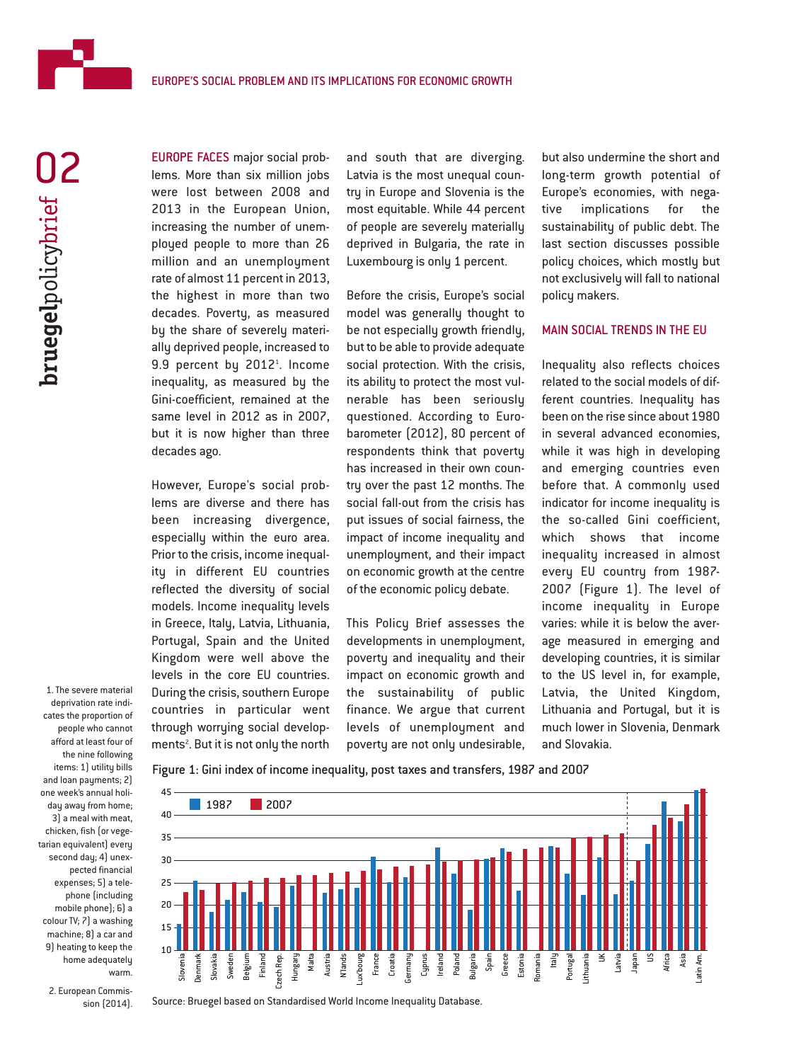**EUROPE FACES** major social problems. More than six million jobs were lost between 2008 and 2013 in the European Union, increasing the number of unemployed people to more than 26 million and an unemployment rate of almost 11 percent in 2013, the highest in more than two decades. Poverty, as measured by the share of severely materially deprived people, increased to 9.9 percent by 2012[1]. Income inequality, as measured by the Gini-coefficient, remained at the same level in 2012 as in 2007, but it is now higher than three decades ago.

However, Europe's social problems are diverse and there has been increasing divergence, especially within the euro area. Prior to the crisis, income inequality in different EU countries reflected the diversity of social models. Income inequality levels in Greece, Italy, Latvia, Lithuania, Portugal, Spain and the United Kingdom were well above the levels in the core EU countries. During the crisis, southern Europe countries in particular went through worrying social developments[2]. But it is not only the north and south that are diverging. Latvia is the most unequal country in Europe and Slovenia is the most equitable. While 44 percent of people are severely materially deprived in Bulgaria, the rate in Luxembourg is only 1 percent.

Before the crisis, Europe's social model was generally thought to be not especially growth friendly, but to be able to provide adequate social protection. With the crisis, its ability to protect the most vulnerable has been seriously questioned. According to Eurobarometer (2012), 80 percent of respondents think that poverty has increased in their own country over the past 12 months. The social fall-out from the crisis has put issues of social fairness, the impact of income inequality and unemployment, and their impact on economic growth at the centre of the economic policy debate.

This Policy Brief assesses the developments in unemployment, poverty and inequality and their impact on economic growth and the sustainability of public finance. We argue that current levels of unemployment and poverty are not only undesirable, but also undermine the short and long-term growth potential of Europe's economies, with negative implications for the sustainability of public debt. The last section discusses possible policy choices, which mostly but not exclusively will fall to national policy makers.

## MAIN SOCIAL TRENDS IN THE EU

Inequality also reflects choices related to the social models of different countries. Inequality has been on the rise since about 1980 in several advanced economies, while it was high in developing and emerging countries even before that. A commonly used indicator for income inequality is the so-called Gini coefficient, which shows that income inequality increased in almost every EU country from 1987-2007 (Figure 1). The level of income inequality in Europe varies: while it is below the average measured in emerging and developing countries, it is similar to the US level in, for example, Latvia, the United Kingdom, Lithuania and Portugal, but it is much lower in Slovenia, Denmark and Slovakia.

Figure 1: Gini index of income inequality, post taxes and transfers, 1987 and 2007

Source: Bruegel based on Standardised World Income Inequality Database.

1. The severe material deprivation rate indicates the proportion of people who cannot afford at least four of the nine following items: 1) utility bills and loan payments; 2) one week's annual holiday away from home; 3) a meal with meat, chicken, fish (or vegetarian equivalent) every second day; 4) unexpected financial expenses; 5) a telephone (including mobile phone); 6) a colour TV; 7) a washing machine; 8) a car and 9) heating to keep the home adequately warm.

2. European Commission (2014).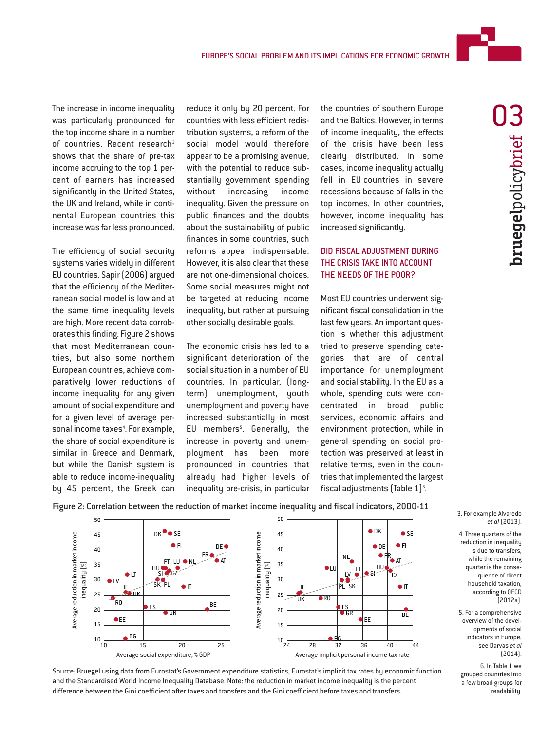The increase in income inequality was particularly pronounced for the top income share in a number of countries. Recent research[3] shows that the share of pre-tax income accruing to the top 1 percent of earners has increased significantly in the United States, the UK and Ireland, while in continental European countries this increase was far less pronounced.

The efficiency of social security systems varies widely in different EU countries. Sapir (2006) argued that the efficiency of the Mediterranean social model is low and at the same time inequality levels are high. More recent data corroborates this finding. Figure 2 shows that most Mediterranean countries, but also some northern European countries, achieve comparatively lower reductions of income inequality for any given amount of social expenditure and for a given level of average personal income taxes[4]. For example, the share of social expenditure is similar in Greece and Denmark, but while the Danish system is able to reduce income-inequality by 45 percent, the Greek can reduce it only by 20 percent. For countries with less efficient redistribution systems, a reform of the social model would therefore appear to be a promising avenue, with the potential to reduce substantially government spending without increasing income inequality. Given the pressure on public finances and the doubts about the sustainability of public finances in some countries, such reforms appear indispensable. However, it is also clear that these are not one-dimensional choices. Some social measures might not be targeted at reducing income inequality, but rather at pursuing other socially desirable goals.

The economic crisis has led to a significant deterioration of the social situation in a number of EU countries. In particular, (long-term) unemployment, youth unemployment and poverty have increased substantially in most EU members[5]. Generally, the increase in poverty and unemployment has been more pronounced in countries that already had higher levels of inequality pre-crisis, in particular the countries of southern Europe and the Baltics. However, in terms of income inequality, the effects of the crisis have been less clearly distributed. In some cases, income inequality actually fell in EU countries in severe recessions because of falls in the top incomes. In other countries, however, income inequality has increased significantly.

## DID FISCAL ADJUSTMENT DURING THE CRISIS TAKE INTO ACCOUNT THE NEEDS OF THE POOR?

Most EU countries underwent significant fiscal consolidation in the last few years. An important question is whether this adjustment tried to preserve spending categories that are of central importance for unemployment and social stability. In the EU as a whole, spending cuts were concentrated in broad public services, economic affairs and environment protection, while in general spending on social protection was preserved at least in relative terms, even in the countries that implemented the largest fiscal adjustments (Table 1)[6].

Figure 2: Correlation between the reduction of market income inequality and fiscal indicators, 2000-11

Source: Bruegel using data from Eurostat's Government expenditure statistics, Eurostat's implicit tax rates by economic function and the Standardised World Income Inequality Database. Note: the reduction in market income inequality is the percent difference between the Gini coefficient after taxes and transfers and the Gini coefficient before taxes and transfers.

3. For example Alvaredo *et al* (2013).

4. Three quarters of the reduction in inequality is due to transfers, while the remaining quarter is the consequence of direct household taxation, according to OECD (2012a).

5. For a comprehensive overview of the developments of social indicators in Europe, see Darvas *et al* (2014).

6. In Table 1 we grouped countries into a few broad groups for readability.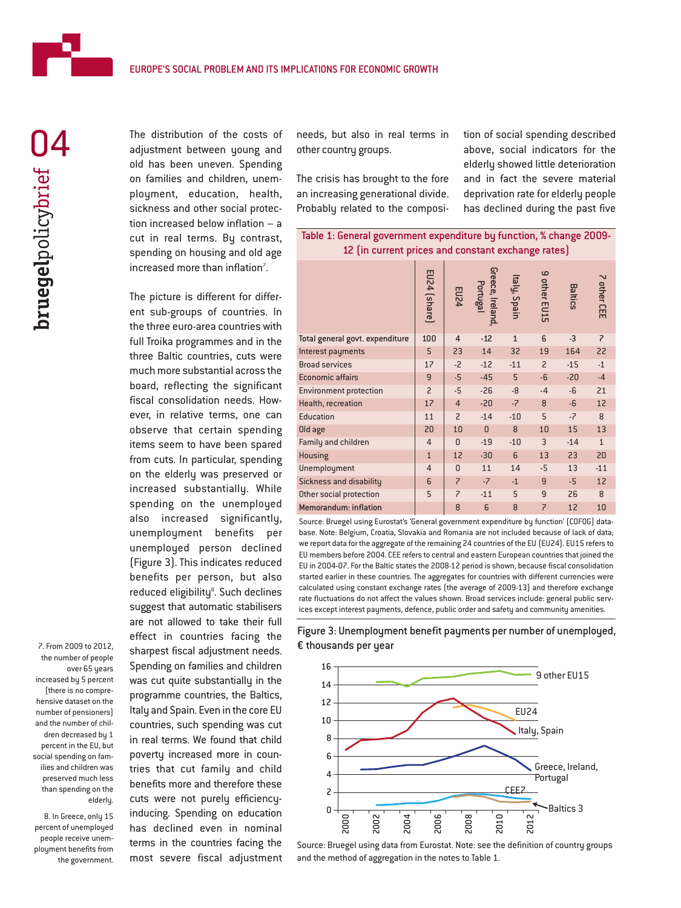The distribution of the costs of adjustment between young and old has been uneven. Spending on families and children, unemployment, education, health, sickness and other social protection increased below inflation – a cut in real terms. By contrast, spending on housing and old age increased more than inflation[7].

The picture is different for different sub-groups of countries. In the three euro-area countries with full Troika programmes and in the three Baltic countries, cuts were much more substantial across the board, reflecting the significant fiscal consolidation needs. However, in relative terms, one can observe that certain spending items seem to have been spared from cuts. In particular, spending on the elderly was preserved or increased substantially. While spending on the unemployed also increased significantly, unemployment benefits per unemployed person declined (Figure 3). This indicates reduced benefits per person, but also reduced eligibility[8]. Such declines suggest that automatic stabilisers are not allowed to take their full effect in countries facing the sharpest fiscal adjustment needs. Spending on families and children was cut quite substantially in the programme countries, the Baltics, Italy and Spain. Even in the core EU countries, such spending was cut in real terms. We found that child poverty increased more in countries that cut family and child benefits more and therefore these cuts were not purely efficiency-inducing. Spending on education has declined even in nominal terms in the countries facing the most severe fiscal adjustment needs, but also in real terms in other country groups.

The crisis has brought to the fore an increasing generational divide. Probably related to the composition of social spending described above, social indicators for the elderly showed little deterioration and in fact the severe material deprivation rate for elderly people has declined during the past five

Table 1: General government expenditure by function, % change 2009-12 (in current prices and constant exchange rates)

| | EU24 (share) | EU24 | Greece, Ireland, Portugal | Italy, Spain | 9 other EU15 | Baltics | 7 other CEE |
|---|---|---|---|---|---|---|---|
| Total general govt. expenditure | 100 | 4 | -12 | 1 | 6 | -3 | 7 |
| Interest payments | 5 | 23 | 14 | 32 | 19 | 164 | 22 |
| Broad services | 17 | -2 | -12 | -11 | 2 | -15 | -1 |
| Economic affairs | 9 | -5 | -45 | 5 | -6 | -20 | -4 |
| Environment protection | 2 | -5 | -26 | -8 | -4 | -6 | 21 |
| Health, recreation | 17 | 4 | -20 | -7 | 8 | -6 | 12 |
| Education | 11 | 2 | -14 | -10 | 5 | -7 | 8 |
| Old age | 20 | 10 | 0 | 8 | 10 | 15 | 13 |
| Family and children | 4 | 0 | -19 | -10 | 3 | -14 | 1 |
| Housing | 1 | 12 | -30 | 6 | 13 | 23 | 20 |
| Unemployment | 4 | 0 | 11 | 14 | -5 | 13 | -11 |
| Sickness and disability | 6 | 7 | -7 | -1 | 9 | -5 | 12 |
| Other social protection | 5 | 7 | -11 | 5 | 9 | 26 | 8 |
| Memorandum: inflation | | 8 | 6 | 8 | 7 | 12 | 10 |

Source: Bruegel using Eurostat's 'General government expenditure by function' (COFOG) database. Note: Belgium, Croatia, Slovakia and Romania are not included because of lack of data; we report data for the aggregate of the remaining 24 countries of the EU (EU24). EU15 refers to EU members before 2004. CEE refers to central and eastern European countries that joined the EU in 2004-07. For the Baltic states the 2008-12 period is shown, because fiscal consolidation started earlier in these countries. The aggregates for countries with different currencies were calculated using constant exchange rates (the average of 2009-13) and therefore exchange rate fluctuations do not affect the values shown. Broad services include: general public services except interest payments, defence, public order and safety and community amenities.

Figure 3: Unemployment benefit payments per number of unemployed, € thousands per year

Source: Bruegel using data from Eurostat. Note: see the definition of country groups and the method of aggregation in the notes to Table 1.

7. From 2009 to 2012, the number of people over 65 years increased by 5 percent (there is no comprehensive dataset on the number of pensioners) and the number of children decreased by 1 percent in the EU, but social spending on families and children was preserved much less than spending on the elderly.

8. In Greece, only 15 percent of unemployed people receive unemployment benefits from the government.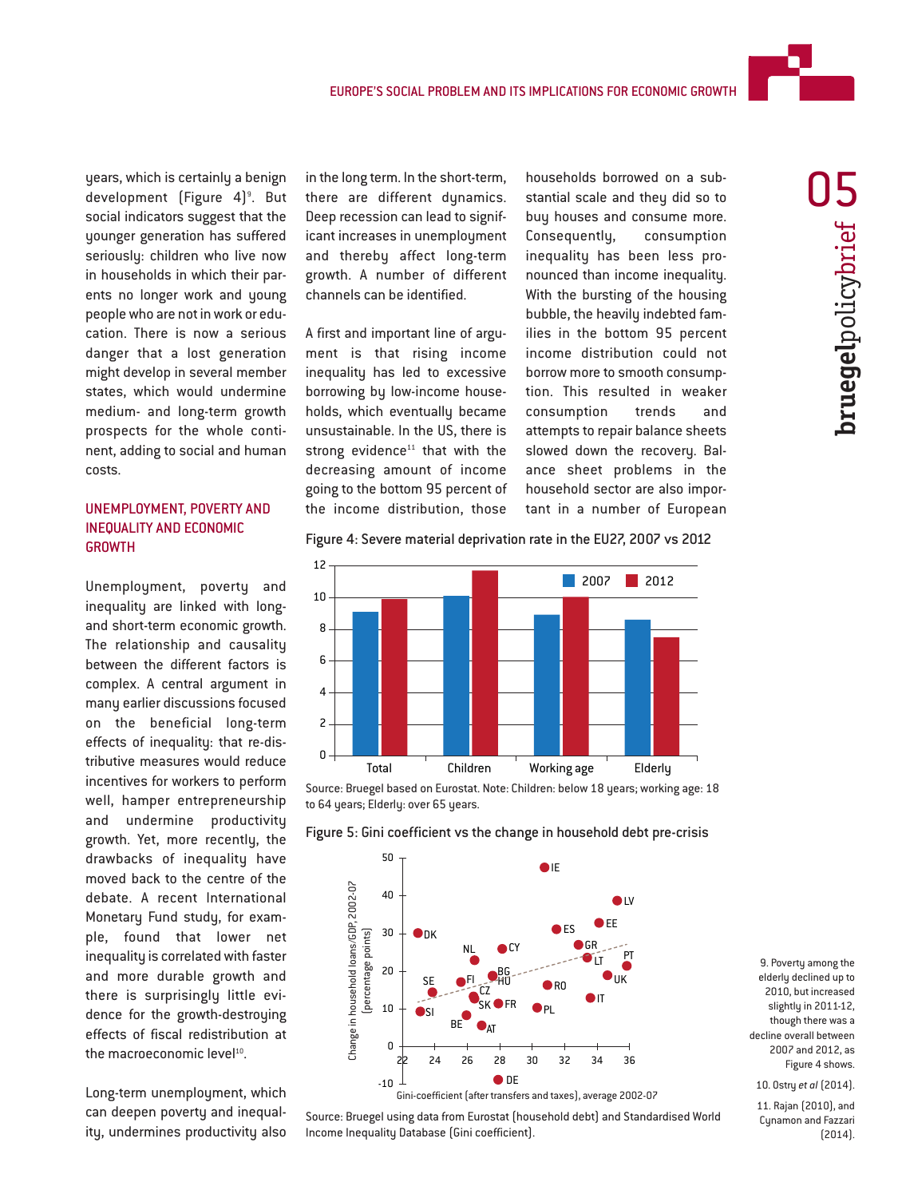years, which is certainly a benign development (Figure 4)[9]. But social indicators suggest that the younger generation has suffered seriously: children who live now in households in which their parents no longer work and young people who are not in work or education. There is now a serious danger that a lost generation might develop in several member states, which would undermine medium- and long-term growth prospects for the whole continent, adding to social and human costs.

## UNEMPLOYMENT, POVERTY AND INEQUALITY AND ECONOMIC GROWTH

Unemployment, poverty and inequality are linked with long- and short-term economic growth. The relationship and causality between the different factors is complex. A central argument in many earlier discussions focused on the beneficial long-term effects of inequality: that re-distributive measures would reduce incentives for workers to perform well, hamper entrepreneurship and undermine productivity growth. Yet, more recently, the drawbacks of inequality have moved back to the centre of the debate. A recent International Monetary Fund study, for example, found that lower net inequality is correlated with faster and more durable growth and there is surprisingly little evidence for the growth-destroying effects of fiscal redistribution at the macroeconomic level[10].

Long-term unemployment, which can deepen poverty and inequality, undermines productivity also in the long term. In the short-term, there are different dynamics. Deep recession can lead to significant increases in unemployment and thereby affect long-term growth. A number of different channels can be identified.

A first and important line of argument is that rising income inequality has led to excessive borrowing by low-income households, which eventually became unsustainable. In the US, there is strong evidence[11] that with the decreasing amount of income going to the bottom 95 percent of the income distribution, those households borrowed on a substantial scale and they did so to buy houses and consume more. Consequently, consumption inequality has been less pronounced than income inequality. With the bursting of the housing bubble, the heavily indebted families in the bottom 95 percent income distribution could not borrow more to smooth consumption. This resulted in weaker consumption trends and attempts to repair balance sheets slowed down the recovery. Balance sheet problems in the household sector are also important in a number of European

Figure 4: Severe material deprivation rate in the EU27, 2007 vs 2012

| | 2007 | 2012 |
|---|---|---|
| Total | 9.1 | 9.9 |
| Children | 10.1 | 11.7 |
| Working age | 8.9 | 10.0 |
| Elderly | 8.6 | 7.5 |

Source: Bruegel based on Eurostat. Note: Children: below 18 years; working age: 18 to 64 years; Elderly: over 65 years.

Figure 5: Gini coefficient vs the change in household debt pre-crisis

(Scatter plot: x-axis "Gini-coefficient (after transfers and taxes), average 2002-07", y-axis "Change in household loans/GDP, 2002-07 (percentage points)". Countries shown: IE, LV, EE, ES, DK, CY, NL, GR, LT, PT, SE, FI, BG, HU, UK, RO, CZ, SK, FR, IT, SI, PL, BE, AT, DE.)

Source: Bruegel using data from Eurostat (household debt) and Standardised World Income Inequality Database (Gini coefficient).

9. Poverty among the elderly declined up to 2010, but increased slightly in 2011-12, though there was a decline overall between 2007 and 2012, as Figure 4 shows.

10. Ostry *et al* (2014).

11. Rajan (2010), and Cynamon and Fazzari (2014).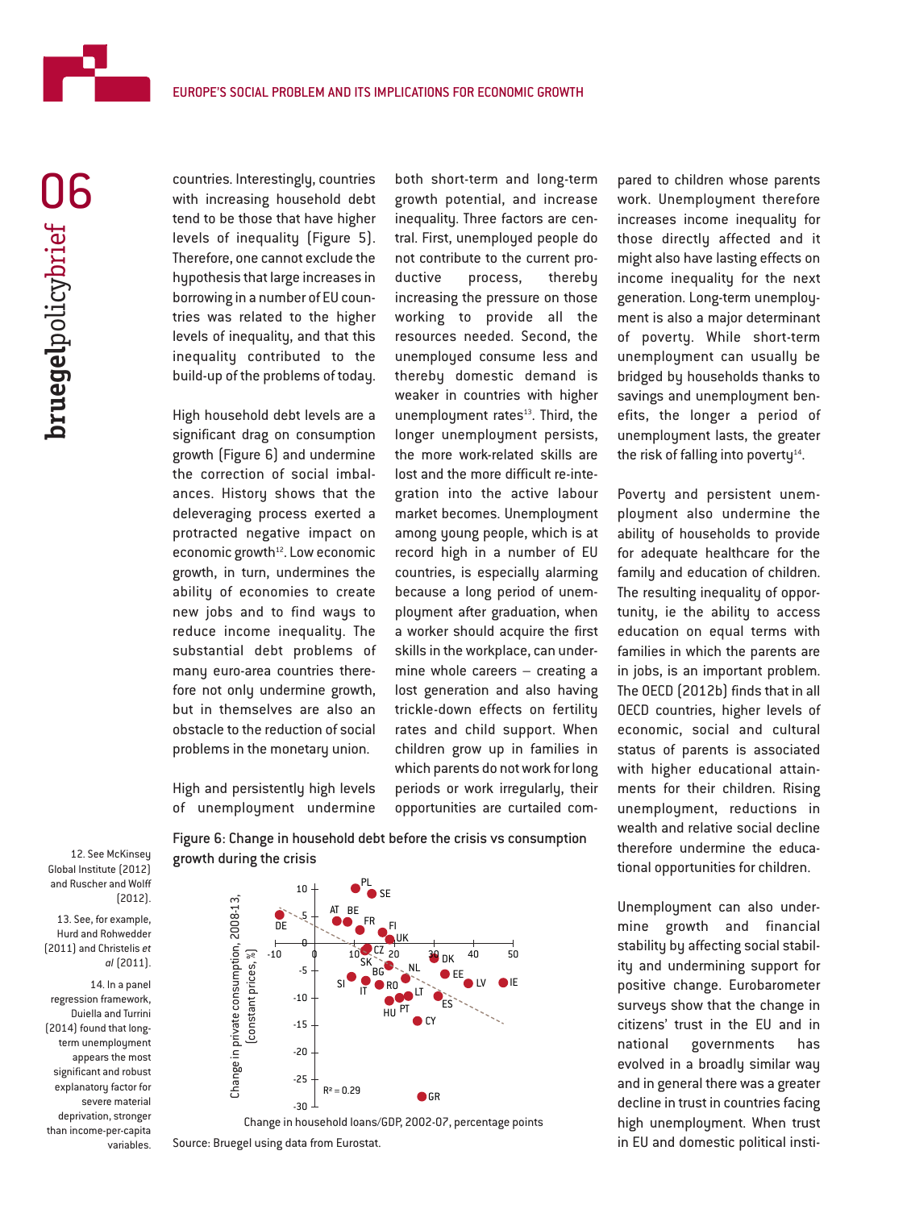countries. Interestingly, countries with increasing household debt tend to be those that have higher levels of inequality (Figure 5). Therefore, one cannot exclude the hypothesis that large increases in borrowing in a number of EU countries was related to the higher levels of inequality, and that this inequality contributed to the build-up of the problems of today.

High household debt levels are a significant drag on consumption growth (Figure 6) and undermine the correction of social imbalances. History shows that the deleveraging process exerted a protracted negative impact on economic growth[12]. Low economic growth, in turn, undermines the ability of economies to create new jobs and to find ways to reduce income inequality. The substantial debt problems of many euro-area countries therefore not only undermine growth, but in themselves are also an obstacle to the reduction of social problems in the monetary union.

High and persistently high levels of unemployment undermine both short-term and long-term growth potential, and increase inequality. Three factors are central. First, unemployed people do not contribute to the current productive process, thereby increasing the pressure on those working to provide all the resources needed. Second, the unemployed consume less and thereby domestic demand is weaker in countries with higher unemployment rates[13]. Third, the longer unemployment persists, the more work-related skills are lost and the more difficult re-integration into the active labour market becomes. Unemployment among young people, which is at record high in a number of EU countries, is especially alarming because a long period of unemployment after graduation, when a worker should acquire the first skills in the workplace, can undermine whole careers – creating a lost generation and also having trickle-down effects on fertility rates and child support. When children grow up in families in which parents do not work for long periods or work irregularly, their opportunities are curtailed compared to children whose parents work. Unemployment therefore increases income inequality for those directly affected and it might also have lasting effects on income inequality for the next generation. Long-term unemployment is also a major determinant of poverty. While short-term unemployment can usually be bridged by households thanks to savings and unemployment benefits, the longer a period of unemployment lasts, the greater the risk of falling into poverty[14].

Poverty and persistent unemployment also undermine the ability of households to provide for adequate healthcare for the family and education of children. The resulting inequality of opportunity, ie the ability to access education on equal terms with families in which the parents are in jobs, is an important problem. The OECD (2012b) finds that in all OECD countries, higher levels of economic, social and cultural status of parents is associated with higher educational attainments for their children. Rising unemployment, reductions in wealth and relative social decline therefore undermine the educational opportunities for children.

Unemployment can also undermine growth and financial stability by affecting social stability and undermining support for positive change. Eurobarometer surveys show that the change in citizens' trust in the EU and in national governments has evolved in a broadly similar way and in general there was a greater decline in trust in countries facing high unemployment. When trust in EU and domestic political insti-

**Figure 6: Change in household debt before the crisis vs consumption growth during the crisis**

Source: Bruegel using data from Eurostat.

12. See McKinsey Global Institute (2012) and Ruscher and Wolff (2012).

13. See, for example, Hurd and Rohwedder (2011) and Christelis *et al* (2011).

14. In a panel regression framework, Duiella and Turrini (2014) found that long-term unemployment appears the most significant and robust explanatory factor for severe material deprivation, stronger than income-per-capita variables.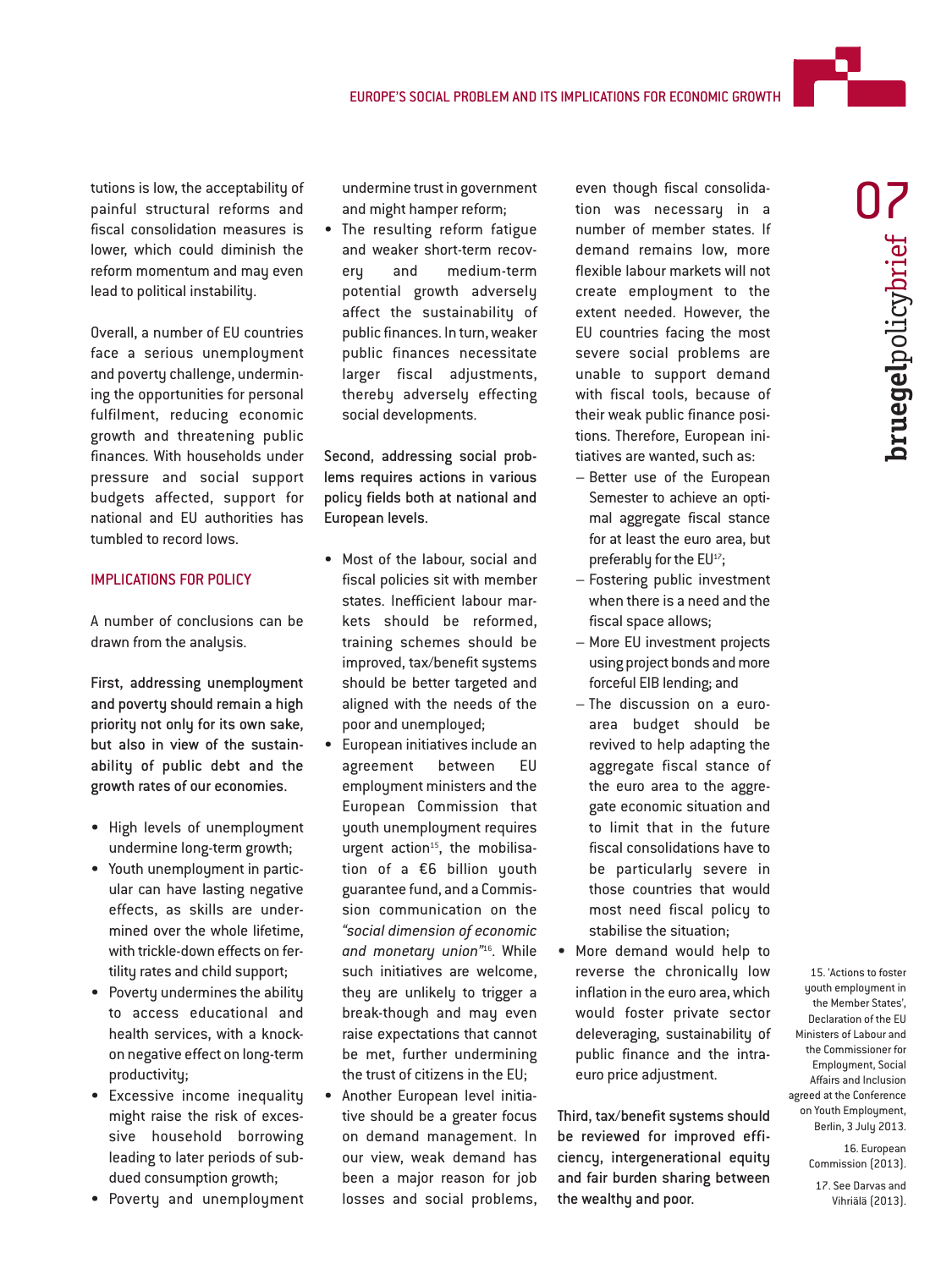tutions is low, the acceptability of painful structural reforms and fiscal consolidation measures is lower, which could diminish the reform momentum and may even lead to political instability.

Overall, a number of EU countries face a serious unemployment and poverty challenge, undermining the opportunities for personal fulfilment, reducing economic growth and threatening public finances. With households under pressure and social support budgets affected, support for national and EU authorities has tumbled to record lows.

## IMPLICATIONS FOR POLICY

A number of conclusions can be drawn from the analysis.

**First, addressing unemployment and poverty should remain a high priority not only for its own sake, but also in view of the sustainability of public debt and the growth rates of our economies.**

- High levels of unemployment undermine long-term growth;
- Youth unemployment in particular can have lasting negative effects, as skills are undermined over the whole lifetime, with trickle-down effects on fertility rates and child support;
- Poverty undermines the ability to access educational and health services, with a knock-on negative effect on long-term productivity;
- Excessive income inequality might raise the risk of excessive household borrowing leading to later periods of subdued consumption growth;
- Poverty and unemployment undermine trust in government and might hamper reform;
- The resulting reform fatigue and weaker short-term recovery and medium-term potential growth adversely affect the sustainability of public finances. In turn, weaker public finances necessitate larger fiscal adjustments, thereby adversely effecting social developments.

**Second, addressing social problems requires actions in various policy fields both at national and European levels.**

- Most of the labour, social and fiscal policies sit with member states. Inefficient labour markets should be reformed, training schemes should be improved, tax/benefit systems should be better targeted and aligned with the needs of the poor and unemployed;
- European initiatives include an agreement between EU employment ministers and the European Commission that youth unemployment requires urgent action[15], the mobilisation of a €6 billion youth guarantee fund, and a Commission communication on the *"social dimension of economic and monetary union"*[16]. While such initiatives are welcome, they are unlikely to trigger a break-though and may even raise expectations that cannot be met, further undermining the trust of citizens in the EU;
- Another European level initiative should be a greater focus on demand management. In our view, weak demand has been a major reason for job losses and social problems, even though fiscal consolidation was necessary in a number of member states. If demand remains low, more flexible labour markets will not create employment to the extent needed. However, the EU countries facing the most severe social problems are unable to support demand with fiscal tools, because of their weak public finance positions. Therefore, European initiatives are wanted, such as:
  - Better use of the European Semester to achieve an optimal aggregate fiscal stance for at least the euro area, but preferably for the EU[17];
  - Fostering public investment when there is a need and the fiscal space allows;
  - More EU investment projects using project bonds and more forceful EIB lending; and
  - The discussion on a euro-area budget should be revived to help adapting the aggregate fiscal stance of the euro area to the aggregate economic situation and to limit that in the future fiscal consolidations have to be particularly severe in those countries that would most need fiscal policy to stabilise the situation;
- More demand would help to reverse the chronically low inflation in the euro area, which would foster private sector deleveraging, sustainability of public finance and the intra-euro price adjustment.

**Third, tax/benefit systems should be reviewed for improved efficiency, intergenerational equity and fair burden sharing between the wealthy and poor.**

15. 'Actions to foster youth employment in the Member States', Declaration of the EU Ministers of Labour and the Commissioner for Employment, Social Affairs and Inclusion agreed at the Conference on Youth Employment, Berlin, 3 July 2013.

16. European Commission (2013).

17. See Darvas and Vihriälä (2013).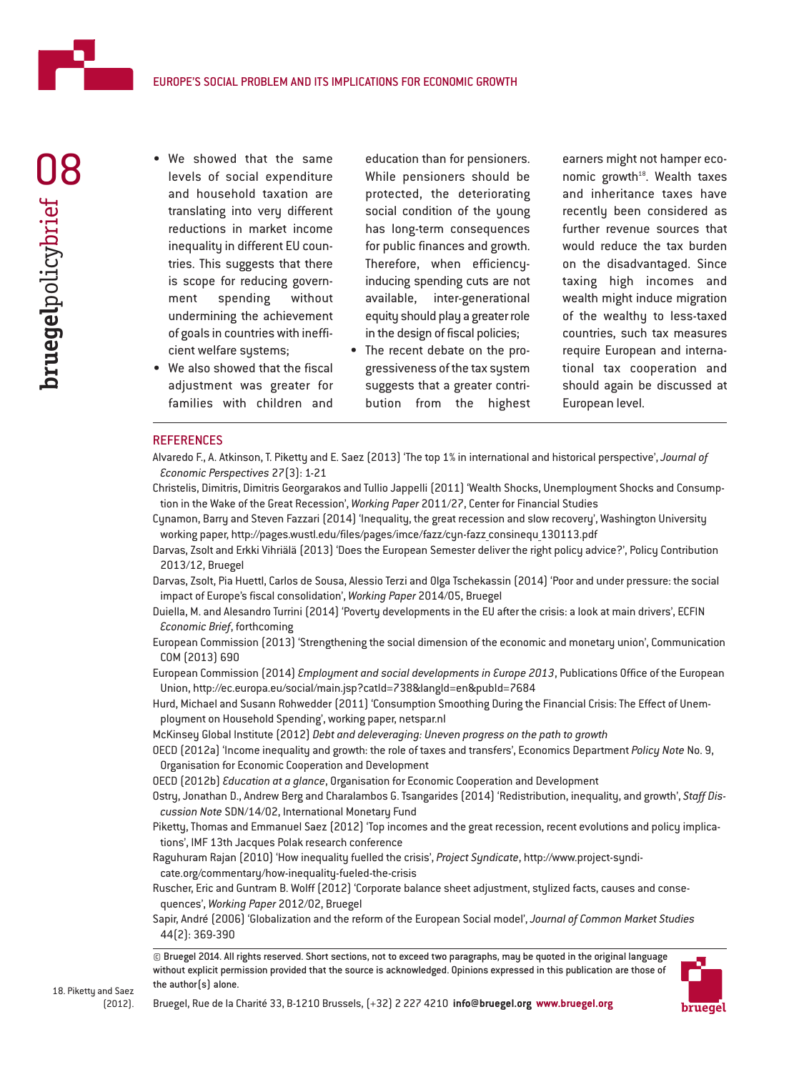- We showed that the same levels of social expenditure and household taxation are translating into very different reductions in market income inequality in different EU countries. This suggests that there is scope for reducing government spending without undermining the achievement of goals in countries with inefficient welfare systems;
- We also showed that the fiscal adjustment was greater for families with children and education than for pensioners. While pensioners should be protected, the deteriorating social condition of the young has long-term consequences for public finances and growth. Therefore, when efficiency-inducing spending cuts are not available, inter-generational equity should play a greater role in the design of fiscal policies;
- The recent debate on the progressiveness of the tax system suggests that a greater contribution from the highest earners might not hamper economic growth[18]. Wealth taxes and inheritance taxes have recently been considered as further revenue sources that would reduce the tax burden on the disadvantaged. Since taxing high incomes and wealth might induce migration of the wealthy to less-taxed countries, such tax measures require European and international tax cooperation and should again be discussed at European level.

## REFERENCES

Alvaredo F., A. Atkinson, T. Piketty and E. Saez (2013) 'The top 1% in international and historical perspective', *Journal of Economic Perspectives* 27(3): 1-21

Christelis, Dimitris, Dimitris Georgarakos and Tullio Jappelli (2011) 'Wealth Shocks, Unemployment Shocks and Consumption in the Wake of the Great Recession', *Working Paper* 2011/27, Center for Financial Studies

Cynamon, Barry and Steven Fazzari (2014) 'Inequality, the great recession and slow recovery', Washington University working paper, http://pages.wustl.edu/files/pages/imce/fazz/cyn-fazz_consinequ_130113.pdf

Darvas, Zsolt and Erkki Vihriälä (2013) 'Does the European Semester deliver the right policy advice?', Policy Contribution 2013/12, Bruegel

Darvas, Zsolt, Pia Huettl, Carlos de Sousa, Alessio Terzi and Olga Tschekassin (2014) 'Poor and under pressure: the social impact of Europe's fiscal consolidation', *Working Paper* 2014/05, Bruegel

Duiella, M. and Alesandro Turrini (2014) 'Poverty developments in the EU after the crisis: a look at main drivers', ECFIN *Economic Brief*, forthcoming

European Commission (2013) 'Strengthening the social dimension of the economic and monetary union', Communication COM (2013) 690

European Commission (2014) *Employment and social developments in Europe 2013*, Publications Office of the European Union, http://ec.europa.eu/social/main.jsp?catId=738&langId=en&pubId=7684

Hurd, Michael and Susann Rohwedder (2011) 'Consumption Smoothing During the Financial Crisis: The Effect of Unemployment on Household Spending', working paper, netspar.nl

McKinsey Global Institute (2012) *Debt and deleveraging: Uneven progress on the path to growth*

OECD (2012a) 'Income inequality and growth: the role of taxes and transfers', Economics Department *Policy Note* No. 9, Organisation for Economic Cooperation and Development

OECD (2012b) *Education at a glance*, Organisation for Economic Cooperation and Development

Ostry, Jonathan D., Andrew Berg and Charalambos G. Tsangarides (2014) 'Redistribution, inequality, and growth', *Staff Discussion Note* SDN/14/02, International Monetary Fund

Piketty, Thomas and Emmanuel Saez (2012) 'Top incomes and the great recession, recent evolutions and policy implications', IMF 13th Jacques Polak research conference

Raguhuram Rajan (2010) 'How inequality fuelled the crisis', *Project Syndicate*, http://www.project-syndicate.org/commentary/how-inequality-fueled-the-crisis

Ruscher, Eric and Guntram B. Wolff (2012) 'Corporate balance sheet adjustment, stylized facts, causes and consequences', *Working Paper* 2012/02, Bruegel

Sapir, André (2006) 'Globalization and the reform of the European Social model', *Journal of Common Market Studies* 44(2): 369-390

18. Piketty and Saez (2012).

© Bruegel 2014. All rights reserved. Short sections, not to exceed two paragraphs, may be quoted in the original language without explicit permission provided that the source is acknowledged. Opinions expressed in this publication are those of the author(s) alone.

Bruegel, Rue de la Charité 33, B-1210 Brussels, (+32) 2 227 4210 **info@bruegel.org** **www.bruegel.org**